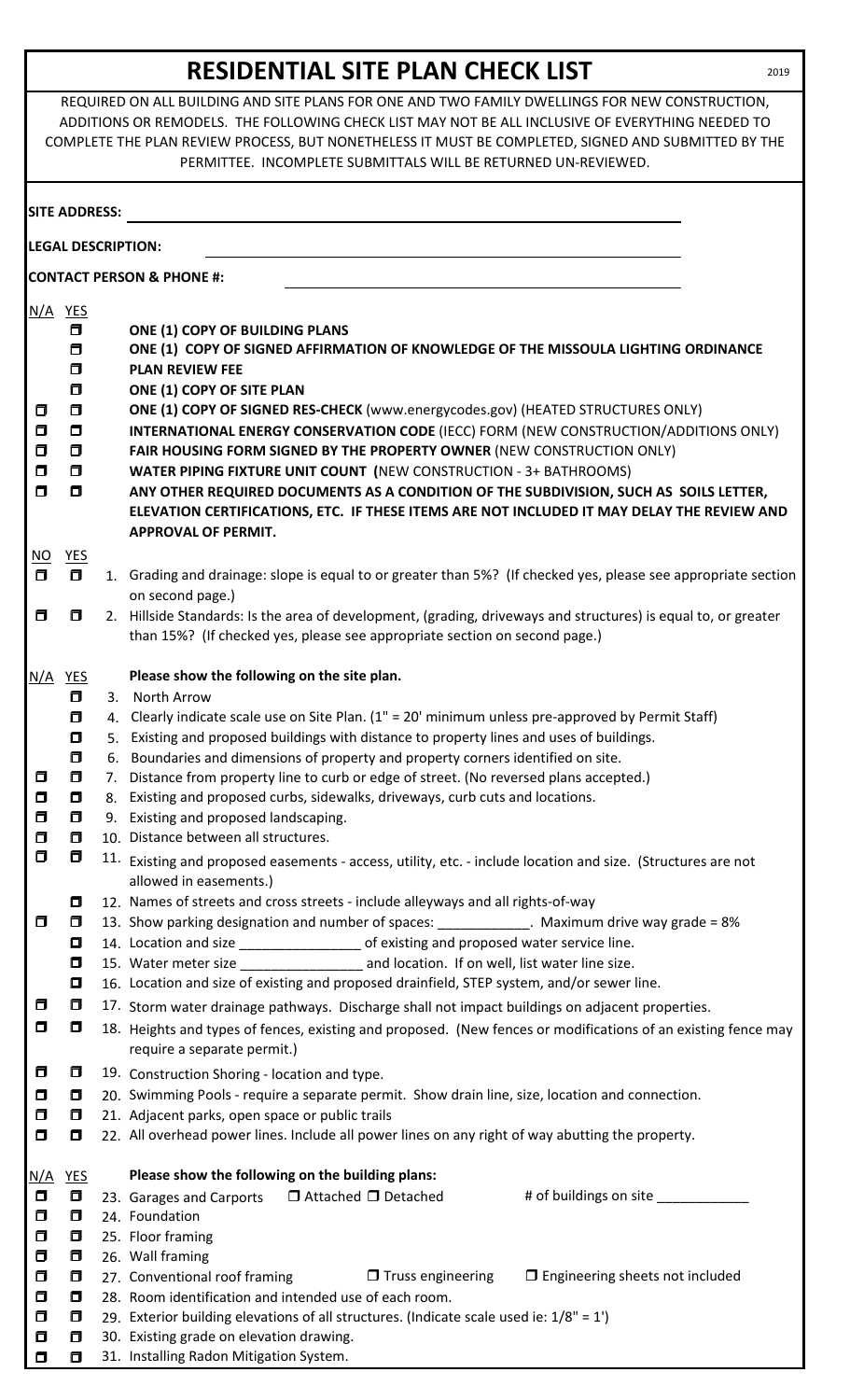# RESIDENTIAL SITE PLAN CHECK LIST

2019

REQUIRED ON ALL BUILDING AND SITE PLANS FOR ONE AND TWO FAMILY DWELLINGS FOR NEW CONSTRUCTION, ADDITIONS OR REMODELS. THE FOLLOWING CHECK LIST MAY NOT BE ALL INCLUSIVE OF EVERYTHING NEEDED TO COMPLETE THE PLAN REVIEW PROCESS, BUT NONETHELESS IT MUST BE COMPLETED, SIGNED AND SUBMITTED BY THE PERMITTEE. INCOMPLETE SUBMITTALS WILL BE RETURNED UN-REVIEWED.

**SITE ADDRESS:** ______________________________

**LEGAL DESCRIPTION:** ______________________________

**CONTACT PERSON & PHONE #:** ______________________________

| N/A | YES | |
|---|---|---|
| | ☐ | **ONE (1) COPY OF BUILDING PLANS** |
| | ☐ | **ONE (1) COPY OF SIGNED AFFIRMATION OF KNOWLEDGE OF THE MISSOULA LIGHTING ORDINANCE** |
| | ☐ | **PLAN REVIEW FEE** |
| | ☐ | **ONE (1) COPY OF SITE PLAN** |
| ☐ | ☐ | **ONE (1) COPY OF SIGNED RES-CHECK** (www.energycodes.gov) (HEATED STRUCTURES ONLY) |
| ☐ | ☐ | **INTERNATIONAL ENERGY CONSERVATION CODE** (IECC) FORM (NEW CONSTRUCTION/ADDITIONS ONLY) |
| ☐ | ☐ | **FAIR HOUSING FORM SIGNED BY THE PROPERTY OWNER** (NEW CONSTRUCTION ONLY) |
| ☐ | ☐ | **WATER PIPING FIXTURE UNIT COUNT** (NEW CONSTRUCTION - 3+ BATHROOMS) |
| ☐ | ☐ | **ANY OTHER REQUIRED DOCUMENTS AS A CONDITION OF THE SUBDIVISION, SUCH AS SOILS LETTER, ELEVATION CERTIFICATIONS, ETC. IF THESE ITEMS ARE NOT INCLUDED IT MAY DELAY THE REVIEW AND APPROVAL OF PERMIT.** |

| NO | YES | |
|---|---|---|
| ☐ | ☐ | 1. Grading and drainage: slope is equal to or greater than 5%? (If checked yes, please see appropriate section on second page.) |
| ☐ | ☐ | 2. Hillside Standards: Is the area of development, (grading, driveways and structures) is equal to, or greater than 15%? (If checked yes, please see appropriate section on second page.) |

| N/A | YES | **Please show the following on the site plan.** |
|---|---|---|
| | ☐ | 3. North Arrow |
| | ☐ | 4. Clearly indicate scale use on Site Plan. (1" = 20' minimum unless pre-approved by Permit Staff) |
| | ☐ | 5. Existing and proposed buildings with distance to property lines and uses of buildings. |
| | ☐ | 6. Boundaries and dimensions of property and property corners identified on site. |
| ☐ | ☐ | 7. Distance from property line to curb or edge of street. (No reversed plans accepted.) |
| ☐ | ☐ | 8. Existing and proposed curbs, sidewalks, driveways, curb cuts and locations. |
| ☐ | ☐ | 9. Existing and proposed landscaping. |
| ☐ | ☐ | 10. Distance between all structures. |
| ☐ | ☐ | 11. Existing and proposed easements - access, utility, etc. - include location and size. (Structures are not allowed in easements.) |
| | ☐ | 12. Names of streets and cross streets - include alleyways and all rights-of-way |
| ☐ | ☐ | 13. Show parking designation and number of spaces: ____________. Maximum drive way grade = 8% |
| | ☐ | 14. Location and size ________________ of existing and proposed water service line. |
| | ☐ | 15. Water meter size ________________ and location. If on well, list water line size. |
| | ☐ | 16. Location and size of existing and proposed drainfield, STEP system, and/or sewer line. |
| ☐ | ☐ | 17. Storm water drainage pathways. Discharge shall not impact buildings on adjacent properties. |
| ☐ | ☐ | 18. Heights and types of fences, existing and proposed. (New fences or modifications of an existing fence may require a separate permit.) |
| ☐ | ☐ | 19. Construction Shoring - location and type. |
| ☐ | ☐ | 20. Swimming Pools - require a separate permit. Show drain line, size, location and connection. |
| ☐ | ☐ | 21. Adjacent parks, open space or public trails |
| ☐ | ☐ | 22. All overhead power lines. Include all power lines on any right of way abutting the property. |

| N/A | YES | **Please show the following on the building plans:** |
|---|---|---|
| ☐ | ☐ | 23. Garages and Carports ☐ Attached ☐ Detached # of buildings on site ____________ |
| ☐ | ☐ | 24. Foundation |
| ☐ | ☐ | 25. Floor framing |
| ☐ | ☐ | 26. Wall framing |
| ☐ | ☐ | 27. Conventional roof framing ☐ Truss engineering ☐ Engineering sheets not included |
| ☐ | ☐ | 28. Room identification and intended use of each room. |
| ☐ | ☐ | 29. Exterior building elevations of all structures. (Indicate scale used ie: 1/8" = 1') |
| ☐ | ☐ | 30. Existing grade on elevation drawing. |
| ☐ | ☐ | 31. Installing Radon Mitigation System. |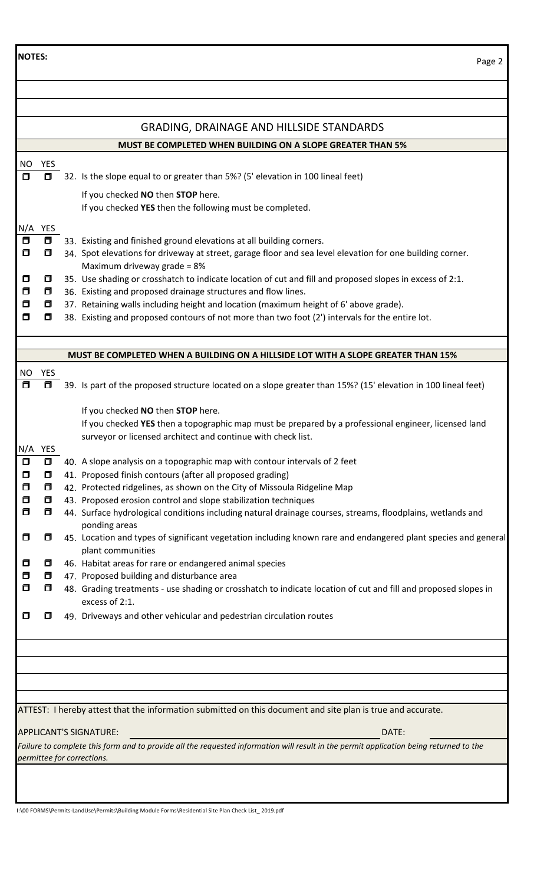**NOTES:**

## GRADING, DRAINAGE AND HILLSIDE STANDARDS

### MUST BE COMPLETED WHEN BUILDING ON A SLOPE GREATER THAN 5%

| NO | YES | |
|---|---|---|
| ☐ | ☐ | 32. Is the slope equal to or greater than 5%? (5' elevation in 100 lineal feet) |

If you checked **NO** then **STOP** here.
If you checked **YES** then the following must be completed.

| N/A | YES | |
|---|---|---|
| ☐ | ☐ | 33. Existing and finished ground elevations at all building corners. |
| ☐ | ☐ | 34. Spot elevations for driveway at street, garage floor and sea level elevation for one building corner. Maximum driveway grade = 8% |
| ☐ | ☐ | 35. Use shading or crosshatch to indicate location of cut and fill and proposed slopes in excess of 2:1. |
| ☐ | ☐ | 36. Existing and proposed drainage structures and flow lines. |
| ☐ | ☐ | 37. Retaining walls including height and location (maximum height of 6' above grade). |
| ☐ | ☐ | 38. Existing and proposed contours of not more than two foot (2') intervals for the entire lot. |

### MUST BE COMPLETED WHEN A BUILDING ON A HILLSIDE LOT WITH A SLOPE GREATER THAN 15%

| NO | YES | |
|---|---|---|
| ☐ | ☐ | 39. Is part of the proposed structure located on a slope greater than 15%? (15' elevation in 100 lineal feet) |

If you checked **NO** then **STOP** here.
If you checked **YES** then a topographic map must be prepared by a professional engineer, licensed land surveyor or licensed architect and continue with check list.

| N/A | YES | |
|---|---|---|
| ☐ | ☐ | 40. A slope analysis on a topographic map with contour intervals of 2 feet |
| ☐ | ☐ | 41. Proposed finish contours (after all proposed grading) |
| ☐ | ☐ | 42. Protected ridgelines, as shown on the City of Missoula Ridgeline Map |
| ☐ | ☐ | 43. Proposed erosion control and slope stabilization techniques |
| ☐ | ☐ | 44. Surface hydrological conditions including natural drainage courses, streams, floodplains, wetlands and ponding areas |
| ☐ | ☐ | 45. Location and types of significant vegetation including known rare and endangered plant species and general plant communities |
| ☐ | ☐ | 46. Habitat areas for rare or endangered animal species |
| ☐ | ☐ | 47. Proposed building and disturbance area |
| ☐ | ☐ | 48. Grading treatments - use shading or crosshatch to indicate location of cut and fill and proposed slopes in excess of 2:1. |
| ☐ | ☐ | 49. Driveways and other vehicular and pedestrian circulation routes |

ATTEST: I hereby attest that the information submitted on this document and site plan is true and accurate.

APPLICANT'S SIGNATURE: ______________________ DATE: __________

*Failure to complete this form and to provide all the requested information will result in the permit application being returned to the permittee for corrections.*

I:\00 FORMS\Permits-LandUse\Permits\Building Module Forms\Residential Site Plan Check List_ 2019.pdf